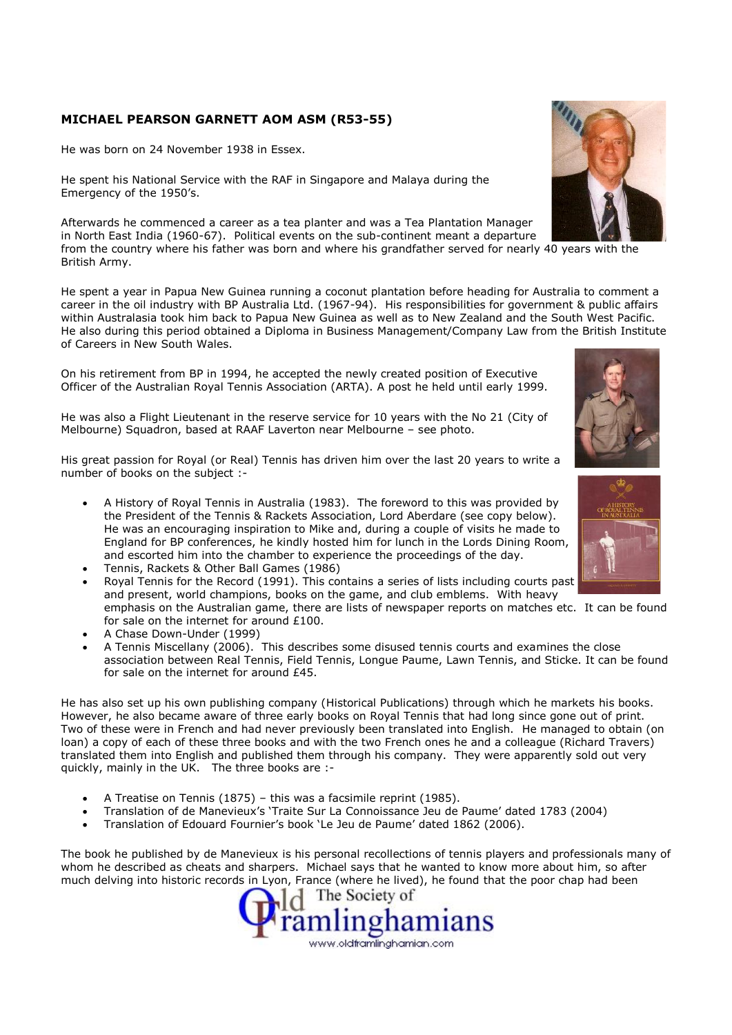## MICHAEL PEARSON GARNETT AOM ASM (R53-55)

He was born on 24 November 1938 in Essex.

He spent his National Service with the RAF in Singapore and Malaya during the Emergency of the 1950's.

Afterwards he commenced a career as a tea planter and was a Tea Plantation Manager in North East India (1960-67). Political events on the sub-continent meant a departure from the country where his father was born and where his grandfather served for nearly 40 years with the British Army.

He spent a year in Papua New Guinea running a coconut plantation before heading for Australia to comment a career in the oil industry with BP Australia Ltd. (1967-94). His responsibilities for government & public affairs within Australasia took him back to Papua New Guinea as well as to New Zealand and the South West Pacific. He also during this period obtained a Diploma in Business Management/Company Law from the British Institute of Careers in New South Wales.

On his retirement from BP in 1994, he accepted the newly created position of Executive Officer of the Australian Royal Tennis Association (ARTA). A post he held until early 1999.

He was also a Flight Lieutenant in the reserve service for 10 years with the No 21 (City of Melbourne) Squadron, based at RAAF Laverton near Melbourne – see photo.

His great passion for Royal (or Real) Tennis has driven him over the last 20 years to write a number of books on the subject :-

- A History of Royal Tennis in Australia (1983). The foreword to this was provided by the President of the Tennis & Rackets Association, Lord Aberdare (see copy below). He was an encouraging inspiration to Mike and, during a couple of visits he made to England for BP conferences, he kindly hosted him for lunch in the Lords Dining Room, and escorted him into the chamber to experience the proceedings of the day.
- Tennis, Rackets & Other Ball Games (1986)
- Royal Tennis for the Record (1991). This contains a series of lists including courts past and present, world champions, books on the game, and club emblems. With heavy emphasis on the Australian game, there are lists of newspaper reports on matches etc. It can be found for sale on the internet for around £100.
- A Chase Down-Under (1999)
- A Tennis Miscellany (2006). This describes some disused tennis courts and examines the close association between Real Tennis, Field Tennis, Longue Paume, Lawn Tennis, and Sticke. It can be found for sale on the internet for around £45.

He has also set up his own publishing company (Historical Publications) through which he markets his books. However, he also became aware of three early books on Royal Tennis that had long since gone out of print. Two of these were in French and had never previously been translated into English. He managed to obtain (on loan) a copy of each of these three books and with the two French ones he and a colleague (Richard Travers) translated them into English and published them through his company. They were apparently sold out very quickly, mainly in the UK. The three books are :-

- A Treatise on Tennis (1875) – this was a facsimile reprint (1985).
- Translation of de Manevieux's 'Traite Sur La Connoissance Jeu de Paume' dated 1783 (2004)
- Translation of Edouard Fournier's book 'Le Jeu de Paume' dated 1862 (2006).

The book he published by de Manevieux is his personal recollections of tennis players and professionals many of whom he described as cheats and sharpers. Michael says that he wanted to know more about him, so after much delving into historic records in Lyon, France (where he lived), he found that the poor chap had been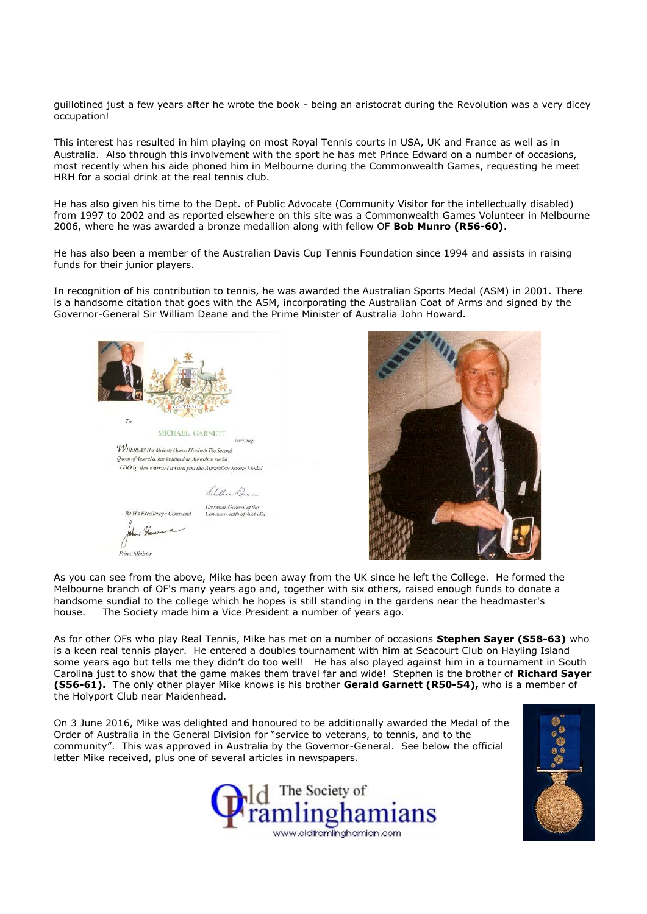guillotined just a few years after he wrote the book - being an aristocrat during the Revolution was a very dicey occupation!

This interest has resulted in him playing on most Royal Tennis courts in USA, UK and France as well as in Australia. Also through this involvement with the sport he has met Prince Edward on a number of occasions, most recently when his aide phoned him in Melbourne during the Commonwealth Games, requesting he meet HRH for a social drink at the real tennis club.

He has also given his time to the Dept. of Public Advocate (Community Visitor for the intellectually disabled) from 1997 to 2002 and as reported elsewhere on this site was a Commonwealth Games Volunteer in Melbourne 2006, where he was awarded a bronze medallion along with fellow OF **Bob Munro (R56-60)**.

He has also been a member of the Australian Davis Cup Tennis Foundation since 1994 and assists in raising funds for their junior players.

In recognition of his contribution to tennis, he was awarded the Australian Sports Medal (ASM) in 2001. There is a handsome citation that goes with the ASM, incorporating the Australian Coat of Arms and signed by the Governor-General Sir William Deane and the Prime Minister of Australia John Howard.

To

MICHAEL GARNETT

Greeting

*WHEREAS Her Majesty Queen Elizabeth The Second, Queen of Australia, has instituted an Australian medal I DO by this warrant award you the Australian Sports Medal.*

*Governor-General of the Commonwealth of Australia*

*By His Excellency's Command*

*Prime Minister*

As you can see from the above, Mike has been away from the UK since he left the College. He formed the Melbourne branch of OF's many years ago and, together with six others, raised enough funds to donate a handsome sundial to the college which he hopes is still standing in the gardens near the headmaster's house. The Society made him a Vice President a number of years ago.

As for other OFs who play Real Tennis, Mike has met on a number of occasions **Stephen Sayer (S58-63)** who is a keen real tennis player. He entered a doubles tournament with him at Seacourt Club on Hayling Island some years ago but tells me they didn't do too well! He has also played against him in a tournament in South Carolina just to show that the game makes them travel far and wide! Stephen is the brother of **Richard Sayer (S56-61).** The only other player Mike knows is his brother **Gerald Garnett (R50-54),** who is a member of the Holyport Club near Maidenhead.

On 3 June 2016, Mike was delighted and honoured to be additionally awarded the Medal of the Order of Australia in the General Division for "service to veterans, to tennis, and to the community". This was approved in Australia by the Governor-General. See below the official letter Mike received, plus one of several articles in newspapers.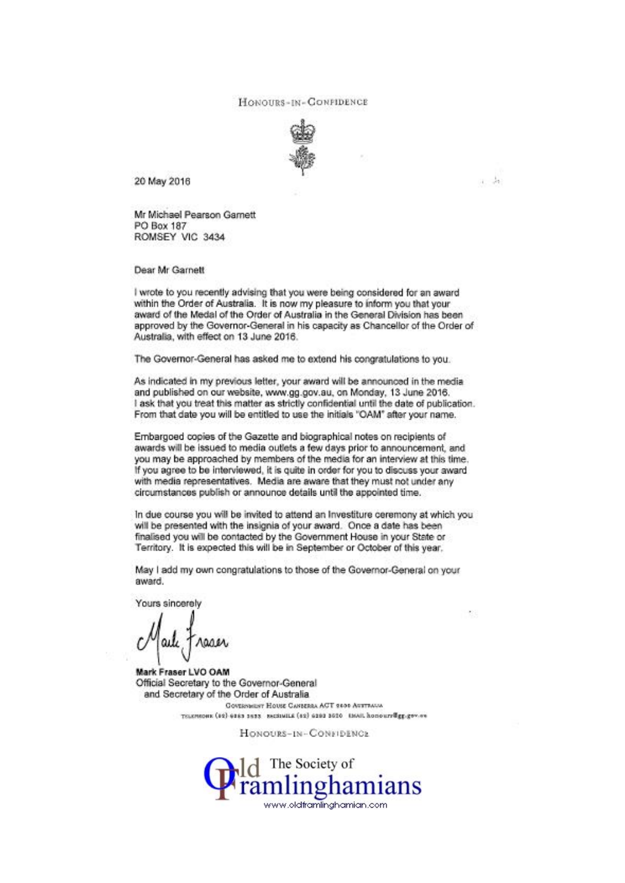HONOURS-IN-CONFIDENCE

20 May 2016

Mr Michael Pearson Garnett
PO Box 187
ROMSEY VIC 3434

Dear Mr Garnett

I wrote to you recently advising that you were being considered for an award within the Order of Australia. It is now my pleasure to inform you that your award of the Medal of the Order of Australia in the General Division has been approved by the Governor-General in his capacity as Chancellor of the Order of Australia, with effect on 13 June 2016.

The Governor-General has asked me to extend his congratulations to you.

As indicated in my previous letter, your award will be announced in the media and published on our website, www.gg.gov.au, on Monday, 13 June 2016. I ask that you treat this matter as strictly confidential until the date of publication. From that date you will be entitled to use the initials "OAM" after your name.

Embargoed copies of the Gazette and biographical notes on recipients of awards will be issued to media outlets a few days prior to announcement, and you may be approached by members of the media for an interview at this time. If you agree to be interviewed, it is quite in order for you to discuss your award with media representatives. Media are aware that they must not under any circumstances publish or announce details until the appointed time.

In due course you will be invited to attend an Investiture ceremony at which you will be presented with the insignia of your award. Once a date has been finalised you will be contacted by the Government House in your State or Territory. It is expected this will be in September or October of this year.

May I add my own congratulations to those of the Governor-General on your award.

Yours sincerely

Mark Fraser

**Mark Fraser LVO OAM**
Official Secretary to the Governor-General
and Secretary of the Order of Australia

GOVERNMENT HOUSE CANBERRA ACT 2600 AUSTRALIA
TELEPHONE (02) 6283 3533 FACSIMILE (02) 6283 3020 EMAIL honours@gg.gov.au

HONOURS-IN-CONFIDENCE

Old The Society of Framlinghamians
www.oldframlinghamian.com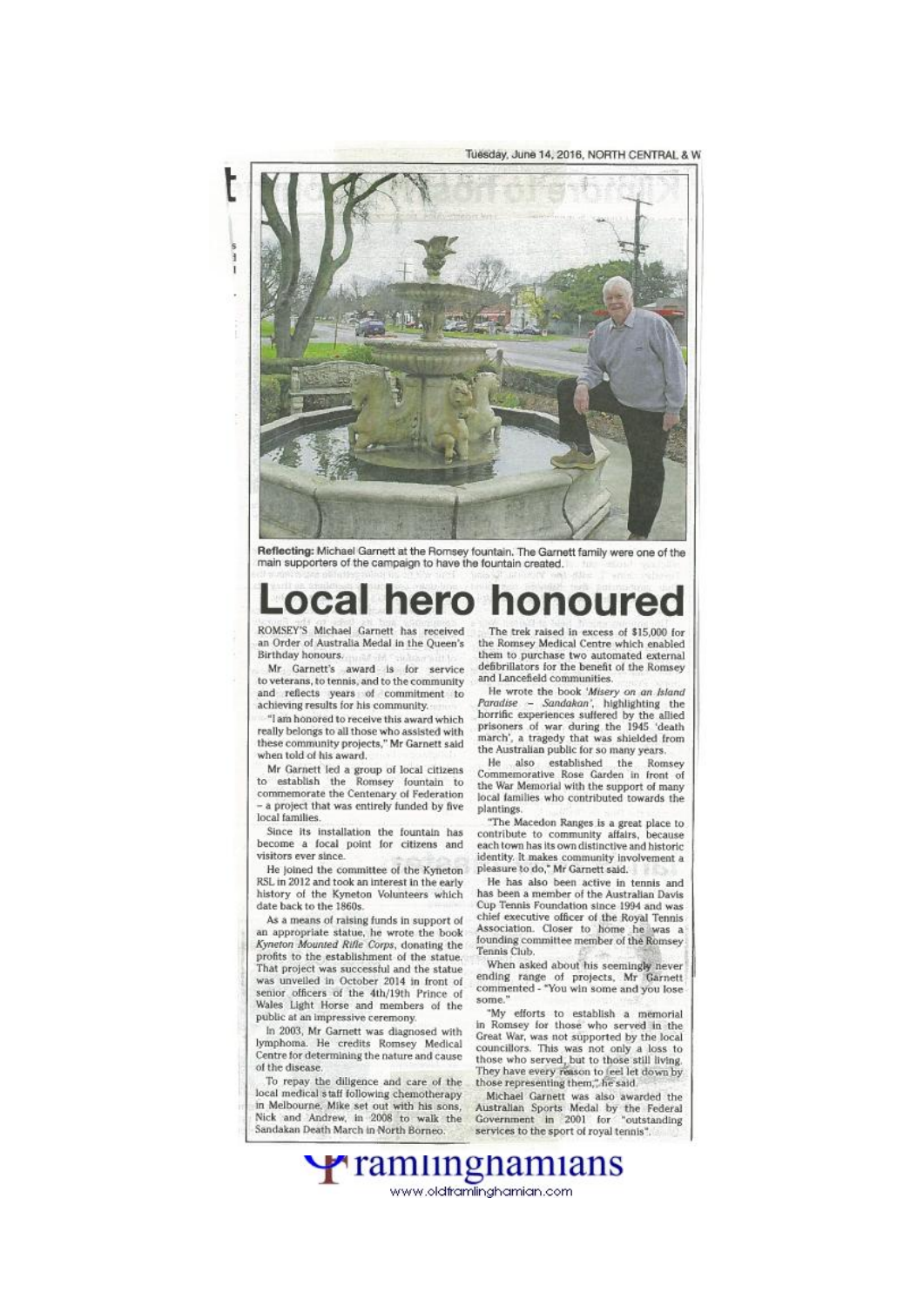Reflecting: Michael Garnett at the Romsey fountain. The Garnett family were one of the main supporters of the campaign to have the fountain created.

# Local hero honoured

ROMSEY'S Michael Garnett has received an Order of Australia Medal in the Queen's Birthday honours.

Mr Garnett's award is for service to veterans, to tennis, and to the community and reflects years of commitment to achieving results for his community.

"I am honored to receive this award which really belongs to all those who assisted with these community projects," Mr Garnett said when told of his award.

Mr Garnett led a group of local citizens to establish the Romsey fountain to commemorate the Centenary of Federation – a project that was entirely funded by five local families.

Since its installation the fountain has become a focal point for citizens and visitors ever since.

He joined the committee of the Kyneton RSL in 2012 and took an interest in the early history of the Kyneton Volunteers which date back to the 1860s.

As a means of raising funds in support of an appropriate statue, he wrote the book *Kyneton Mounted Rifle Corps*, donating the profits to the establishment of the statue. That project was successful and the statue was unveiled in October 2014 in front of senior officers of the 4th/19th Prince of Wales Light Horse and members of the public at an impressive ceremony.

In 2003, Mr Garnett was diagnosed with lymphoma. He credits Romsey Medical Centre for determining the nature and cause of the disease.

To repay the diligence and care of the local medical staff following chemotherapy in Melbourne, Mike set out with his sons, Nick and Andrew, in 2008 to walk the Sandakan Death March in North Borneo.

The trek raised in excess of $15,000 for the Romsey Medical Centre which enabled them to purchase two automated external defibrillators for the benefit of the Romsey and Lancefield communities.

He wrote the book *'Misery on an Island Paradise – Sandakan'*, highlighting the horrific experiences suffered by the allied prisoners of war during the 1945 'death march', a tragedy that was shielded from the Australian public for so many years.

He also established the Romsey Commemorative Rose Garden in front of the War Memorial with the support of many local families who contributed towards the plantings.

"The Macedon Ranges is a great place to contribute to community affairs, because each town has its own distinctive and historic identity. It makes community involvement a pleasure to do," Mr Garnett said.

He has also been active in tennis and has been a member of the Australian Davis Cup Tennis Foundation since 1994 and was chief executive officer of the Royal Tennis Association. Closer to home he was a founding committee member of the Romsey Tennis Club.

When asked about his seemingly never ending range of projects, Mr Garnett commented - "You win some and you lose some."

"My efforts to establish a memorial in Romsey for those who served in the Great War, was not supported by the local councillors. This was not only a loss to those who served, but to those still living. They have every reason to feel let down by those representing them," he said.

Michael Garnett was also awarded the Australian Sports Medal by the Federal Government in 2001 for "outstanding services to the sport of royal tennis".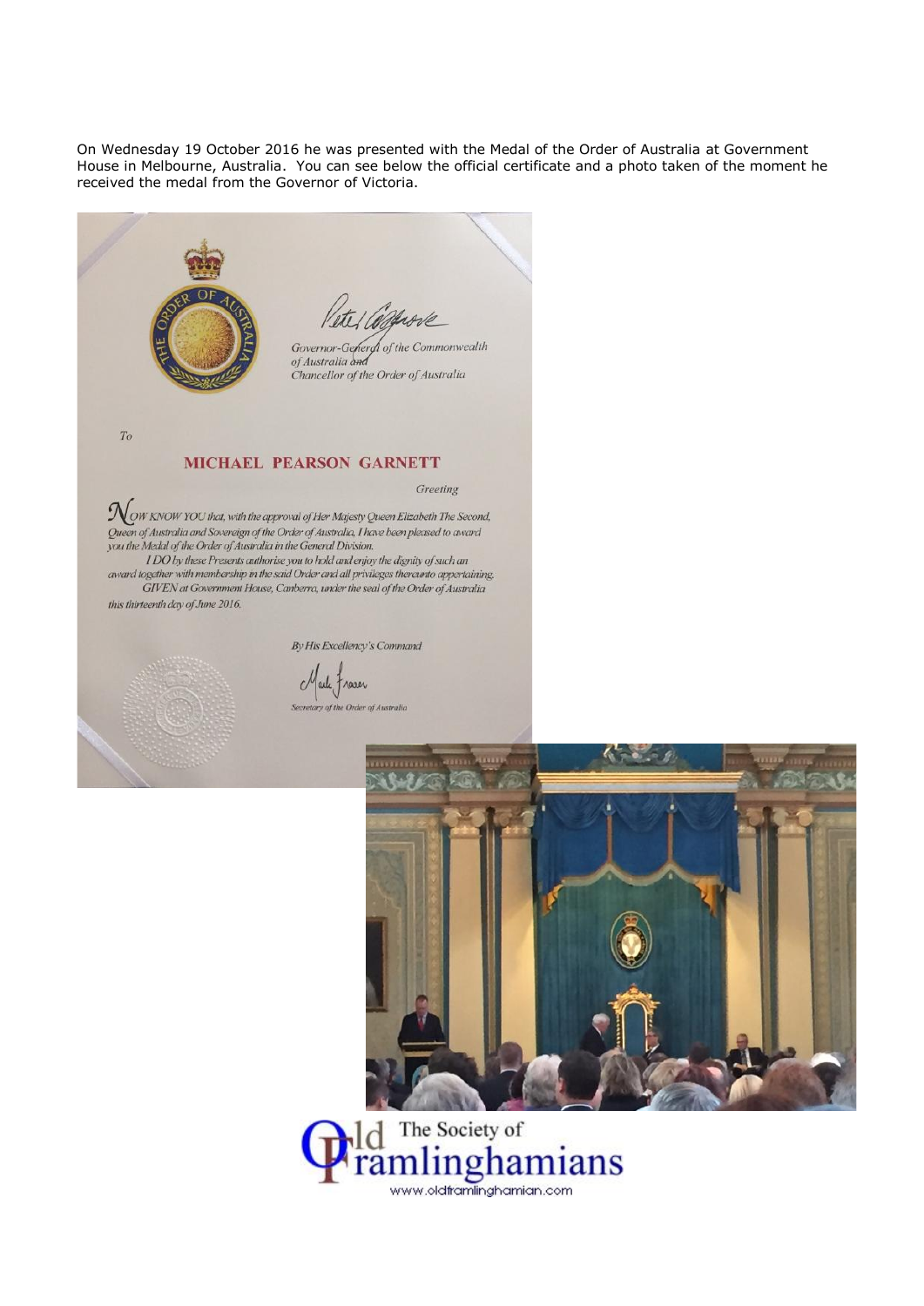On Wednesday 19 October 2016 he was presented with the Medal of the Order of Australia at Government House in Melbourne, Australia. You can see below the official certificate and a photo taken of the moment he received the medal from the Governor of Victoria.

Peter Cosgrove

*Governor-General of the Commonwealth of Australia and Chancellor of the Order of Australia*

*To*

**MICHAEL PEARSON GARNETT**

*Greeting*

*NOW KNOW YOU that, with the approval of Her Majesty Queen Elizabeth The Second, Queen of Australia and Sovereign of the Order of Australia, I have been pleased to award you the Medal of the Order of Australia in the General Division.*

*I DO by these Presents authorise you to hold and enjoy the dignity of such an award together with membership in the said Order and all privileges thereunto appertaining.*

*GIVEN at Government House, Canberra, under the seal of the Order of Australia this thirteenth day of June 2016.*

*By His Excellency's Command*

Mark Fraser

*Secretary of the Order of Australia*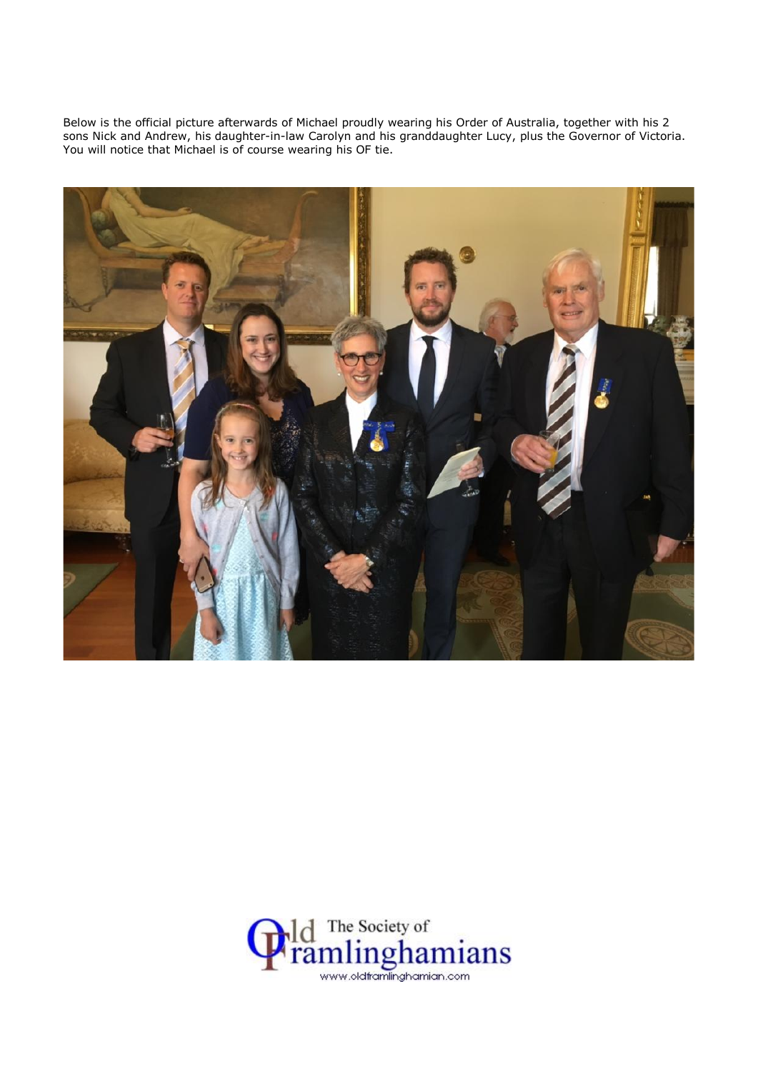Below is the official picture afterwards of Michael proudly wearing his Order of Australia, together with his 2 sons Nick and Andrew, his daughter-in-law Carolyn and his granddaughter Lucy, plus the Governor of Victoria. You will notice that Michael is of course wearing his OF tie.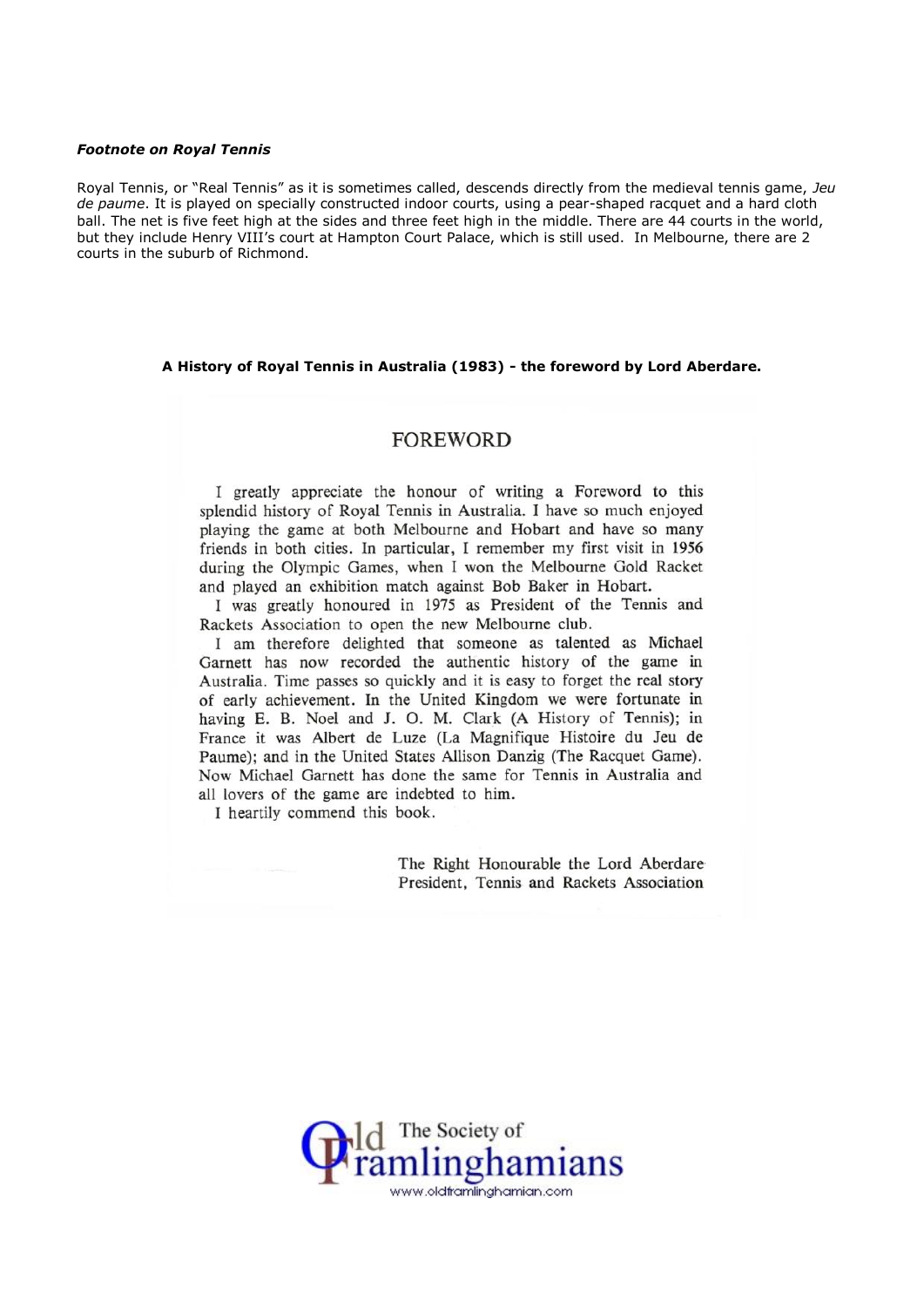***Footnote on Royal Tennis***

Royal Tennis, or "Real Tennis" as it is sometimes called, descends directly from the medieval tennis game, *Jeu de paume*. It is played on specially constructed indoor courts, using a pear-shaped racquet and a hard cloth ball. The net is five feet high at the sides and three feet high in the middle. There are 44 courts in the world, but they include Henry VIII's court at Hampton Court Palace, which is still used. In Melbourne, there are 2 courts in the suburb of Richmond.

**A History of Royal Tennis in Australia (1983) - the foreword by Lord Aberdare.**

## FOREWORD

I greatly appreciate the honour of writing a Foreword to this splendid history of Royal Tennis in Australia. I have so much enjoyed playing the game at both Melbourne and Hobart and have so many friends in both cities. In particular, I remember my first visit in 1956 during the Olympic Games, when I won the Melbourne Gold Racket and played an exhibition match against Bob Baker in Hobart.

I was greatly honoured in 1975 as President of the Tennis and Rackets Association to open the new Melbourne club.

I am therefore delighted that someone as talented as Michael Garnett has now recorded the authentic history of the game in Australia. Time passes so quickly and it is easy to forget the real story of early achievement. In the United Kingdom we were fortunate in having E. B. Noel and J. O. M. Clark (A History of Tennis); in France it was Albert de Luze (La Magnifique Histoire du Jeu de Paume); and in the United States Allison Danzig (The Racquet Game). Now Michael Garnett has done the same for Tennis in Australia and all lovers of the game are indebted to him.

I heartily commend this book.

The Right Honourable the Lord Aberdare
President, Tennis and Rackets Association

Old Framlinghamians — The Society of
www.oldframlinghamian.com